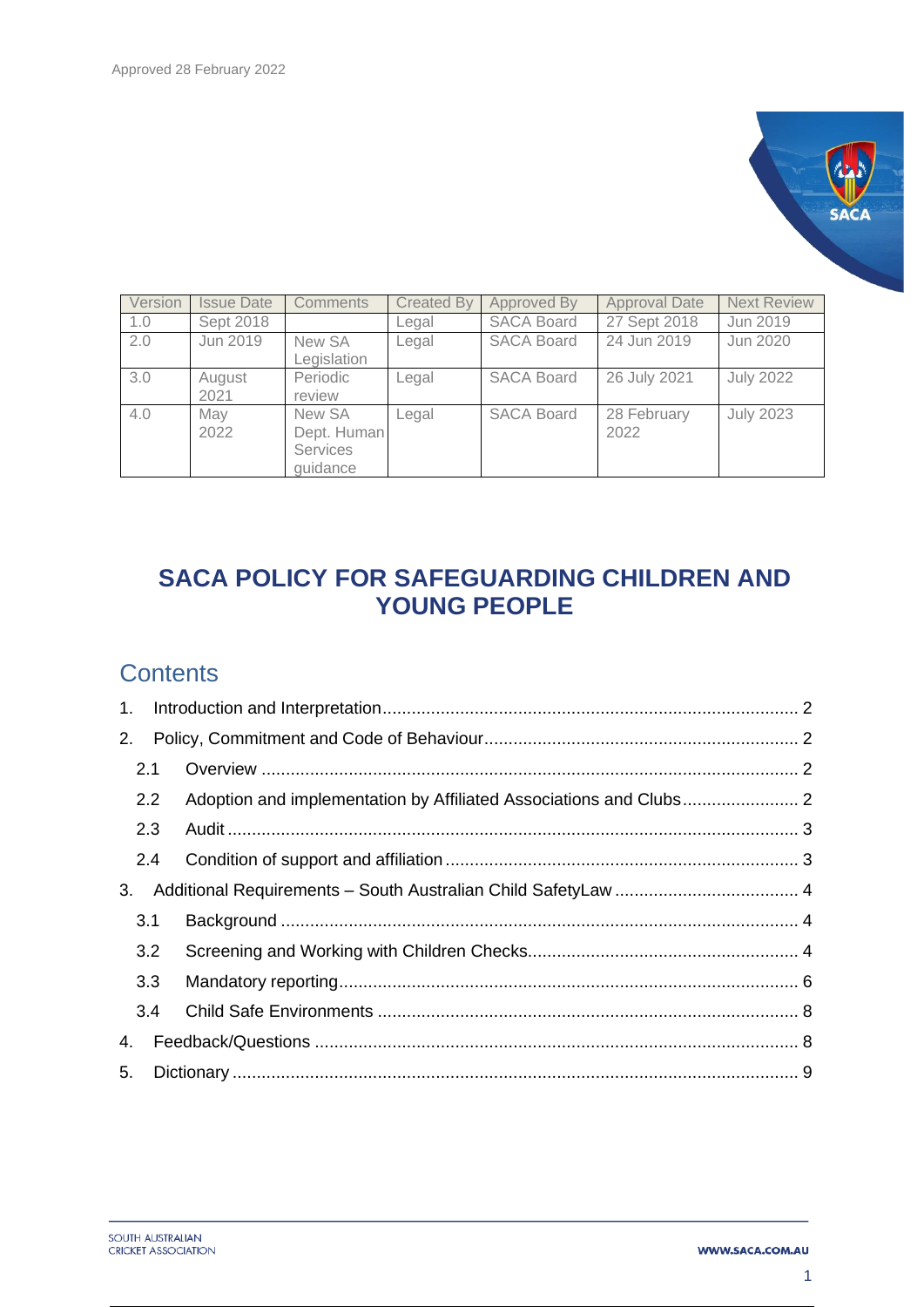Approved 28 February 2022

| Version | Issue Date | Comments | Created By | Approved By | Approval Date | Next Review |
|---|---|---|---|---|---|---|
| 1.0 | Sept 2018 | | Legal | SACA Board | 27 Sept 2018 | Jun 2019 |
| 2.0 | Jun 2019 | New SA Legislation | Legal | SACA Board | 24 Jun 2019 | Jun 2020 |
| 3.0 | August 2021 | Periodic review | Legal | SACA Board | 26 July 2021 | July 2022 |
| 4.0 | May 2022 | New SA Dept. Human Services guidance | Legal | SACA Board | 28 February 2022 | July 2023 |

# SACA POLICY FOR SAFEGUARDING CHILDREN AND YOUNG PEOPLE

## Contents

1. Introduction and Interpretation .......... 2
2. Policy, Commitment and Code of Behaviour .......... 2
   - 2.1 Overview .......... 2
   - 2.2 Adoption and implementation by Affiliated Associations and Clubs .......... 2
   - 2.3 Audit .......... 3
   - 2.4 Condition of support and affiliation .......... 3
3. Additional Requirements – South Australian Child SafetyLaw .......... 4
   - 3.1 Background .......... 4
   - 3.2 Screening and Working with Children Checks .......... 4
   - 3.3 Mandatory reporting .......... 6
   - 3.4 Child Safe Environments .......... 8
4. Feedback/Questions .......... 8
5. Dictionary .......... 9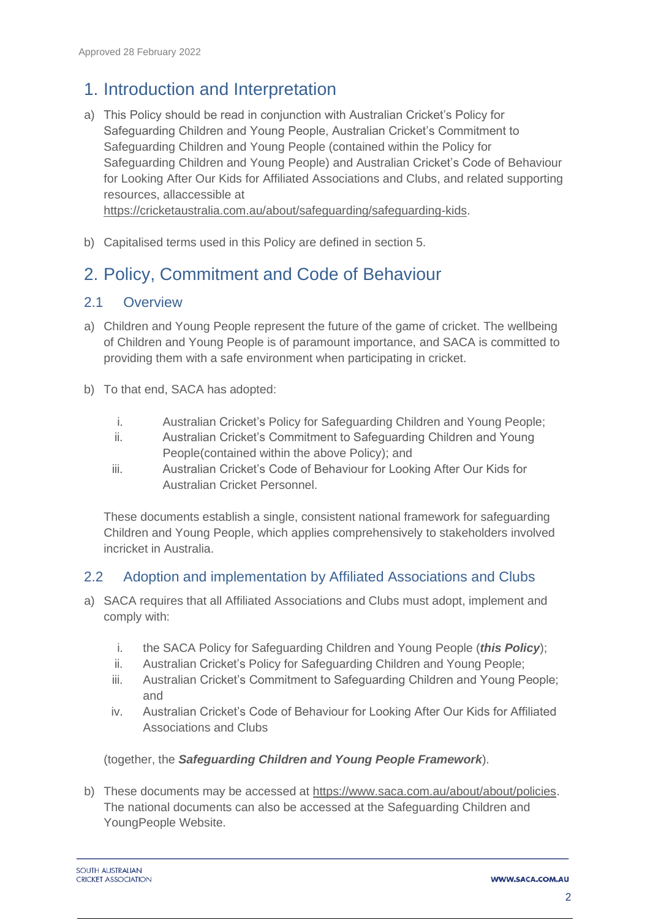Approved 28 February 2022

# 1. Introduction and Interpretation

a) This Policy should be read in conjunction with Australian Cricket's Policy for Safeguarding Children and Young People, Australian Cricket's Commitment to Safeguarding Children and Young People (contained within the Policy for Safeguarding Children and Young People) and Australian Cricket's Code of Behaviour for Looking After Our Kids for Affiliated Associations and Clubs, and related supporting resources, allaccessible at https://cricketaustralia.com.au/about/safeguarding/safeguarding-kids.

b) Capitalised terms used in this Policy are defined in section 5.

# 2. Policy, Commitment and Code of Behaviour

## 2.1 Overview

a) Children and Young People represent the future of the game of cricket. The wellbeing of Children and Young People is of paramount importance, and SACA is committed to providing them with a safe environment when participating in cricket.

b) To that end, SACA has adopted:

   i. Australian Cricket's Policy for Safeguarding Children and Young People;
   ii. Australian Cricket's Commitment to Safeguarding Children and Young People(contained within the above Policy); and
   iii. Australian Cricket's Code of Behaviour for Looking After Our Kids for Australian Cricket Personnel.

   These documents establish a single, consistent national framework for safeguarding Children and Young People, which applies comprehensively to stakeholders involved incricket in Australia.

## 2.2 Adoption and implementation by Affiliated Associations and Clubs

a) SACA requires that all Affiliated Associations and Clubs must adopt, implement and comply with:

   i. the SACA Policy for Safeguarding Children and Young People (***this Policy***);
   ii. Australian Cricket's Policy for Safeguarding Children and Young People;
   iii. Australian Cricket's Commitment to Safeguarding Children and Young People; and
   iv. Australian Cricket's Code of Behaviour for Looking After Our Kids for Affiliated Associations and Clubs

   (together, the ***Safeguarding Children and Young People Framework***).

b) These documents may be accessed at https://www.saca.com.au/about/about/policies. The national documents can also be accessed at the Safeguarding Children and YoungPeople Website.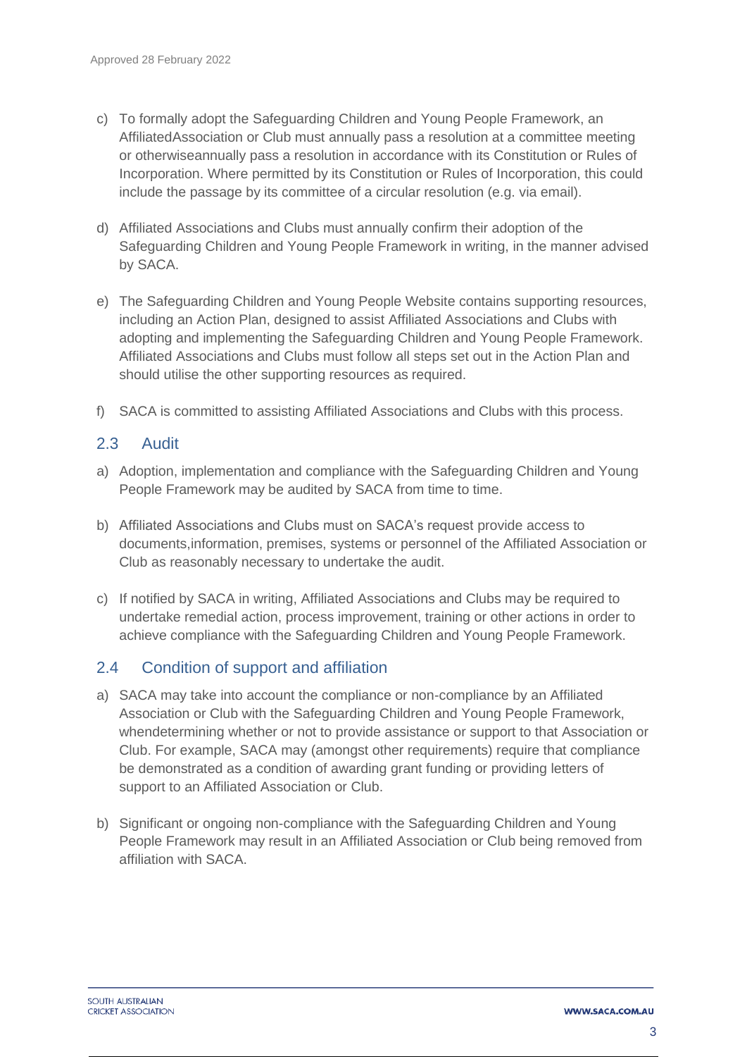c) To formally adopt the Safeguarding Children and Young People Framework, an AffiliatedAssociation or Club must annually pass a resolution at a committee meeting or otherwiseannually pass a resolution in accordance with its Constitution or Rules of Incorporation. Where permitted by its Constitution or Rules of Incorporation, this could include the passage by its committee of a circular resolution (e.g. via email).

d) Affiliated Associations and Clubs must annually confirm their adoption of the Safeguarding Children and Young People Framework in writing, in the manner advised by SACA.

e) The Safeguarding Children and Young People Website contains supporting resources, including an Action Plan, designed to assist Affiliated Associations and Clubs with adopting and implementing the Safeguarding Children and Young People Framework. Affiliated Associations and Clubs must follow all steps set out in the Action Plan and should utilise the other supporting resources as required.

f) SACA is committed to assisting Affiliated Associations and Clubs with this process.

## 2.3 Audit

a) Adoption, implementation and compliance with the Safeguarding Children and Young People Framework may be audited by SACA from time to time.

b) Affiliated Associations and Clubs must on SACA's request provide access to documents,information, premises, systems or personnel of the Affiliated Association or Club as reasonably necessary to undertake the audit.

c) If notified by SACA in writing, Affiliated Associations and Clubs may be required to undertake remedial action, process improvement, training or other actions in order to achieve compliance with the Safeguarding Children and Young People Framework.

## 2.4 Condition of support and affiliation

a) SACA may take into account the compliance or non-compliance by an Affiliated Association or Club with the Safeguarding Children and Young People Framework, whendetermining whether or not to provide assistance or support to that Association or Club. For example, SACA may (amongst other requirements) require that compliance be demonstrated as a condition of awarding grant funding or providing letters of support to an Affiliated Association or Club.

b) Significant or ongoing non-compliance with the Safeguarding Children and Young People Framework may result in an Affiliated Association or Club being removed from affiliation with SACA.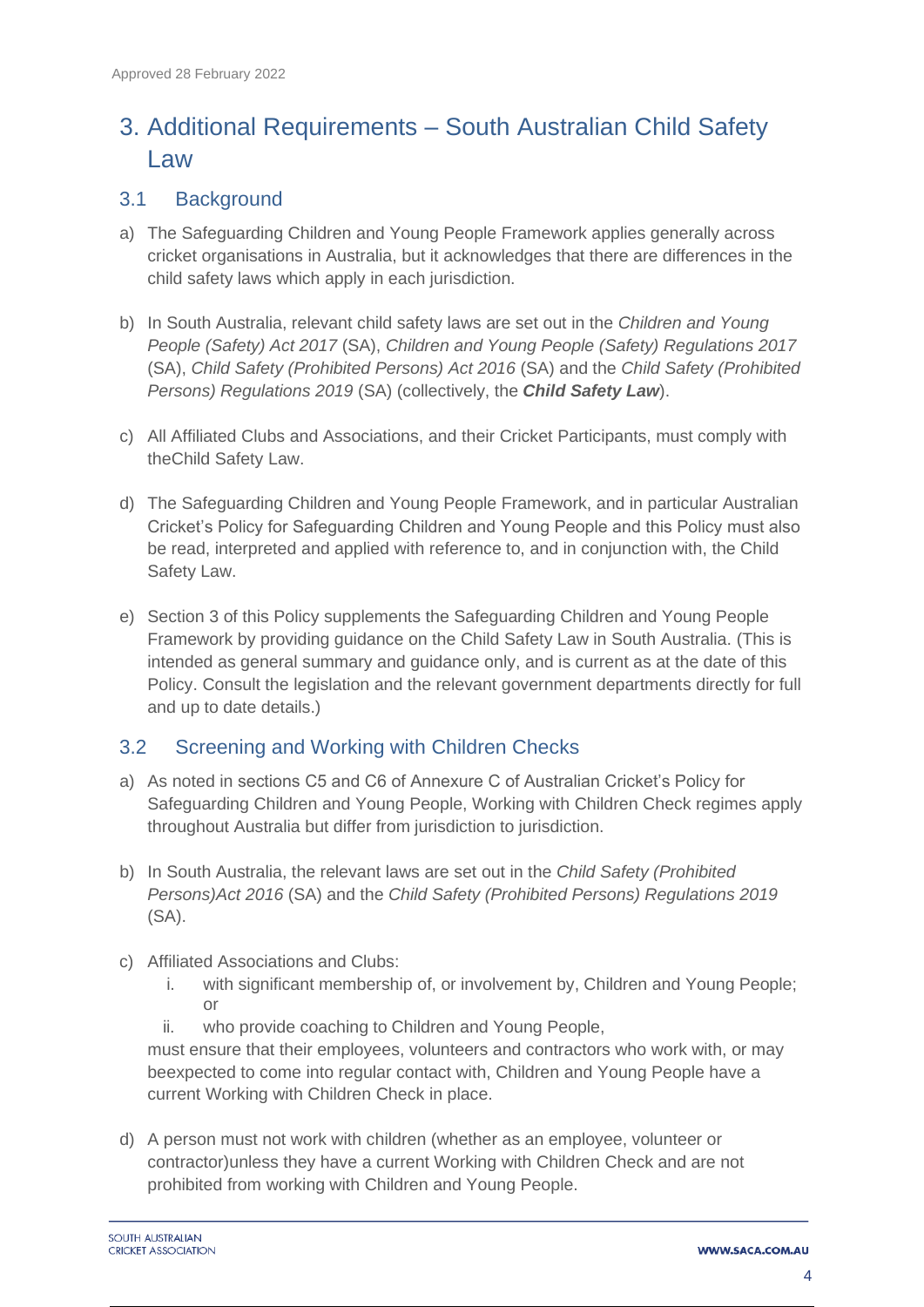Approved 28 February 2022

# 3. Additional Requirements – South Australian Child Safety Law

## 3.1 Background

a) The Safeguarding Children and Young People Framework applies generally across cricket organisations in Australia, but it acknowledges that there are differences in the child safety laws which apply in each jurisdiction.

b) In South Australia, relevant child safety laws are set out in the *Children and Young People (Safety) Act 2017* (SA), *Children and Young People (Safety) Regulations 2017* (SA), *Child Safety (Prohibited Persons) Act 2016* (SA) and the *Child Safety (Prohibited Persons) Regulations 2019* (SA) (collectively, the ***Child Safety Law***).

c) All Affiliated Clubs and Associations, and their Cricket Participants, must comply with theChild Safety Law.

d) The Safeguarding Children and Young People Framework, and in particular Australian Cricket's Policy for Safeguarding Children and Young People and this Policy must also be read, interpreted and applied with reference to, and in conjunction with, the Child Safety Law.

e) Section 3 of this Policy supplements the Safeguarding Children and Young People Framework by providing guidance on the Child Safety Law in South Australia. (This is intended as general summary and guidance only, and is current as at the date of this Policy. Consult the legislation and the relevant government departments directly for full and up to date details.)

## 3.2 Screening and Working with Children Checks

a) As noted in sections C5 and C6 of Annexure C of Australian Cricket's Policy for Safeguarding Children and Young People, Working with Children Check regimes apply throughout Australia but differ from jurisdiction to jurisdiction.

b) In South Australia, the relevant laws are set out in the *Child Safety (Prohibited Persons)Act 2016* (SA) and the *Child Safety (Prohibited Persons) Regulations 2019* (SA).

c) Affiliated Associations and Clubs:
   i. with significant membership of, or involvement by, Children and Young People; or
   ii. who provide coaching to Children and Young People,

   must ensure that their employees, volunteers and contractors who work with, or may beexpected to come into regular contact with, Children and Young People have a current Working with Children Check in place.

d) A person must not work with children (whether as an employee, volunteer or contractor)unless they have a current Working with Children Check and are not prohibited from working with Children and Young People.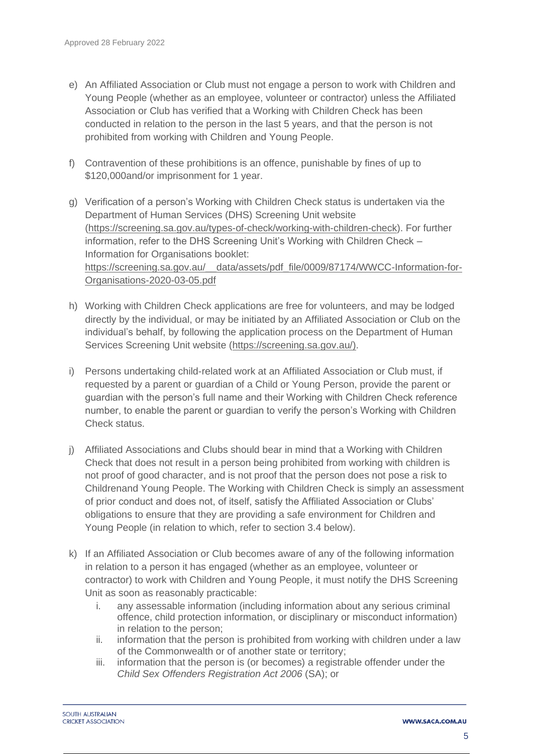e) An Affiliated Association or Club must not engage a person to work with Children and Young People (whether as an employee, volunteer or contractor) unless the Affiliated Association or Club has verified that a Working with Children Check has been conducted in relation to the person in the last 5 years, and that the person is not prohibited from working with Children and Young People.

f) Contravention of these prohibitions is an offence, punishable by fines of up to $120,000and/or imprisonment for 1 year.

g) Verification of a person's Working with Children Check status is undertaken via the Department of Human Services (DHS) Screening Unit website (https://screening.sa.gov.au/types-of-check/working-with-children-check). For further information, refer to the DHS Screening Unit's Working with Children Check – Information for Organisations booklet: https://screening.sa.gov.au/__data/assets/pdf_file/0009/87174/WWCC-Information-for-Organisations-2020-03-05.pdf

h) Working with Children Check applications are free for volunteers, and may be lodged directly by the individual, or may be initiated by an Affiliated Association or Club on the individual's behalf, by following the application process on the Department of Human Services Screening Unit website (https://screening.sa.gov.au/).

i) Persons undertaking child-related work at an Affiliated Association or Club must, if requested by a parent or guardian of a Child or Young Person, provide the parent or guardian with the person's full name and their Working with Children Check reference number, to enable the parent or guardian to verify the person's Working with Children Check status.

j) Affiliated Associations and Clubs should bear in mind that a Working with Children Check that does not result in a person being prohibited from working with children is not proof of good character, and is not proof that the person does not pose a risk to Childrenand Young People. The Working with Children Check is simply an assessment of prior conduct and does not, of itself, satisfy the Affiliated Association or Clubs' obligations to ensure that they are providing a safe environment for Children and Young People (in relation to which, refer to section 3.4 below).

k) If an Affiliated Association or Club becomes aware of any of the following information in relation to a person it has engaged (whether as an employee, volunteer or contractor) to work with Children and Young People, it must notify the DHS Screening Unit as soon as reasonably practicable:
   i. any assessable information (including information about any serious criminal offence, child protection information, or disciplinary or misconduct information) in relation to the person;
   ii. information that the person is prohibited from working with children under a law of the Commonwealth or of another state or territory;
   iii. information that the person is (or becomes) a registrable offender under the *Child Sex Offenders Registration Act 2006* (SA); or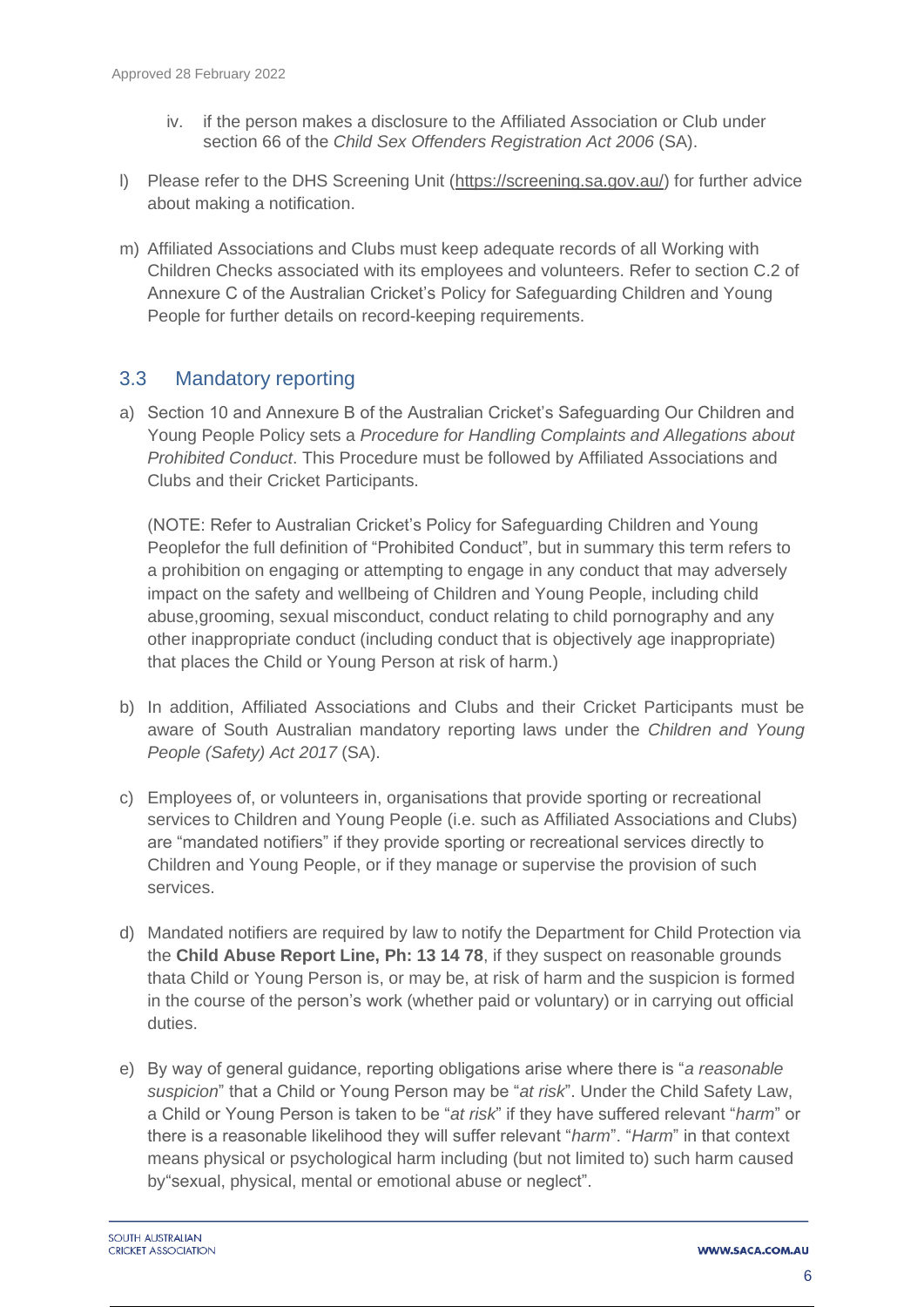iv. if the person makes a disclosure to the Affiliated Association or Club under section 66 of the *Child Sex Offenders Registration Act 2006* (SA).

l) Please refer to the DHS Screening Unit (https://screening.sa.gov.au/) for further advice about making a notification.

m) Affiliated Associations and Clubs must keep adequate records of all Working with Children Checks associated with its employees and volunteers. Refer to section C.2 of Annexure C of the Australian Cricket's Policy for Safeguarding Children and Young People for further details on record-keeping requirements.

## 3.3 Mandatory reporting

a) Section 10 and Annexure B of the Australian Cricket's Safeguarding Our Children and Young People Policy sets a *Procedure for Handling Complaints and Allegations about Prohibited Conduct*. This Procedure must be followed by Affiliated Associations and Clubs and their Cricket Participants.

(NOTE: Refer to Australian Cricket's Policy for Safeguarding Children and Young Peoplefor the full definition of "Prohibited Conduct", but in summary this term refers to a prohibition on engaging or attempting to engage in any conduct that may adversely impact on the safety and wellbeing of Children and Young People, including child abuse,grooming, sexual misconduct, conduct relating to child pornography and any other inappropriate conduct (including conduct that is objectively age inappropriate) that places the Child or Young Person at risk of harm.)

b) In addition, Affiliated Associations and Clubs and their Cricket Participants must be aware of South Australian mandatory reporting laws under the *Children and Young People (Safety) Act 2017* (SA).

c) Employees of, or volunteers in, organisations that provide sporting or recreational services to Children and Young People (i.e. such as Affiliated Associations and Clubs) are "mandated notifiers" if they provide sporting or recreational services directly to Children and Young People, or if they manage or supervise the provision of such services.

d) Mandated notifiers are required by law to notify the Department for Child Protection via the **Child Abuse Report Line, Ph: 13 14 78**, if they suspect on reasonable grounds thata Child or Young Person is, or may be, at risk of harm and the suspicion is formed in the course of the person's work (whether paid or voluntary) or in carrying out official duties.

e) By way of general guidance, reporting obligations arise where there is "*a reasonable suspicion*" that a Child or Young Person may be "*at risk*". Under the Child Safety Law, a Child or Young Person is taken to be "*at risk*" if they have suffered relevant "*harm*" or there is a reasonable likelihood they will suffer relevant "*harm*". "*Harm*" in that context means physical or psychological harm including (but not limited to) such harm caused by"sexual, physical, mental or emotional abuse or neglect".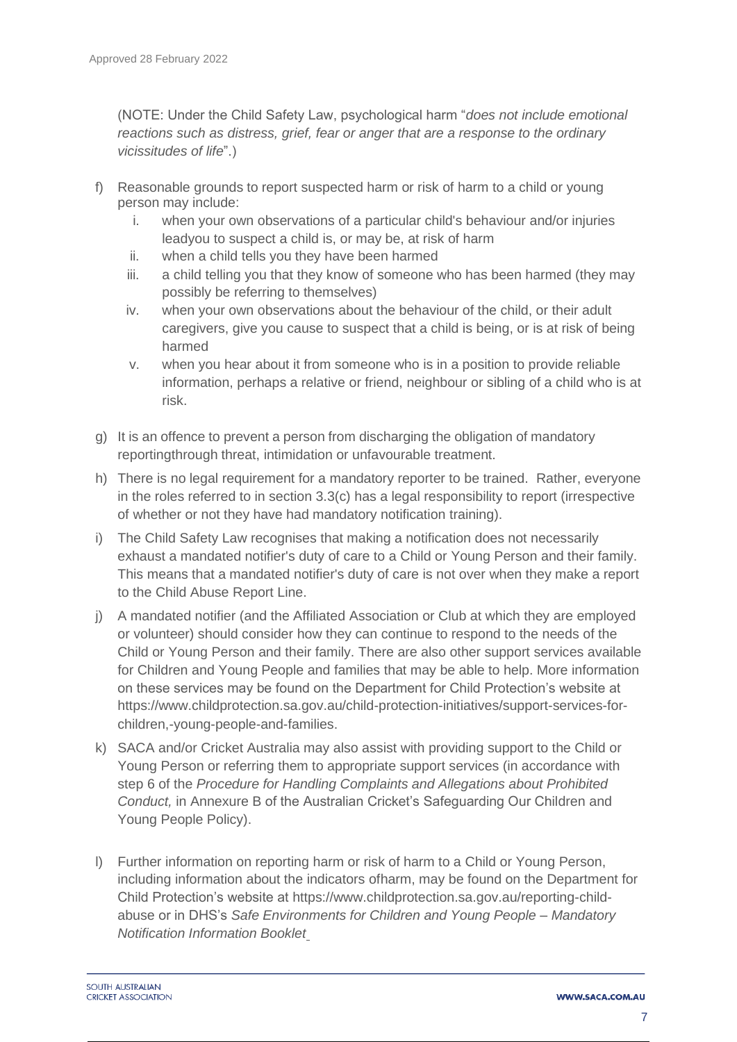(NOTE: Under the Child Safety Law, psychological harm "*does not include emotional reactions such as distress, grief, fear or anger that are a response to the ordinary vicissitudes of life*".)

f) Reasonable grounds to report suspected harm or risk of harm to a child or young person may include:
   i. when your own observations of a particular child's behaviour and/or injuries leadyou to suspect a child is, or may be, at risk of harm
   ii. when a child tells you they have been harmed
   iii. a child telling you that they know of someone who has been harmed (they may possibly be referring to themselves)
   iv. when your own observations about the behaviour of the child, or their adult caregivers, give you cause to suspect that a child is being, or is at risk of being harmed
   v. when you hear about it from someone who is in a position to provide reliable information, perhaps a relative or friend, neighbour or sibling of a child who is at risk.

g) It is an offence to prevent a person from discharging the obligation of mandatory reportingthrough threat, intimidation or unfavourable treatment.

h) There is no legal requirement for a mandatory reporter to be trained. Rather, everyone in the roles referred to in section 3.3(c) has a legal responsibility to report (irrespective of whether or not they have had mandatory notification training).

i) The Child Safety Law recognises that making a notification does not necessarily exhaust a mandated notifier's duty of care to a Child or Young Person and their family. This means that a mandated notifier's duty of care is not over when they make a report to the Child Abuse Report Line.

j) A mandated notifier (and the Affiliated Association or Club at which they are employed or volunteer) should consider how they can continue to respond to the needs of the Child or Young Person and their family. There are also other support services available for Children and Young People and families that may be able to help. More information on these services may be found on the Department for Child Protection's website at https://www.childprotection.sa.gov.au/child-protection-initiatives/support-services-for-children,-young-people-and-families.

k) SACA and/or Cricket Australia may also assist with providing support to the Child or Young Person or referring them to appropriate support services (in accordance with step 6 of the *Procedure for Handling Complaints and Allegations about Prohibited Conduct,* in Annexure B of the Australian Cricket's Safeguarding Our Children and Young People Policy).

l) Further information on reporting harm or risk of harm to a Child or Young Person, including information about the indicators ofharm, may be found on the Department for Child Protection's website at https://www.childprotection.sa.gov.au/reporting-child-abuse or in DHS's *Safe Environments for Children and Young People – Mandatory Notification Information Booklet*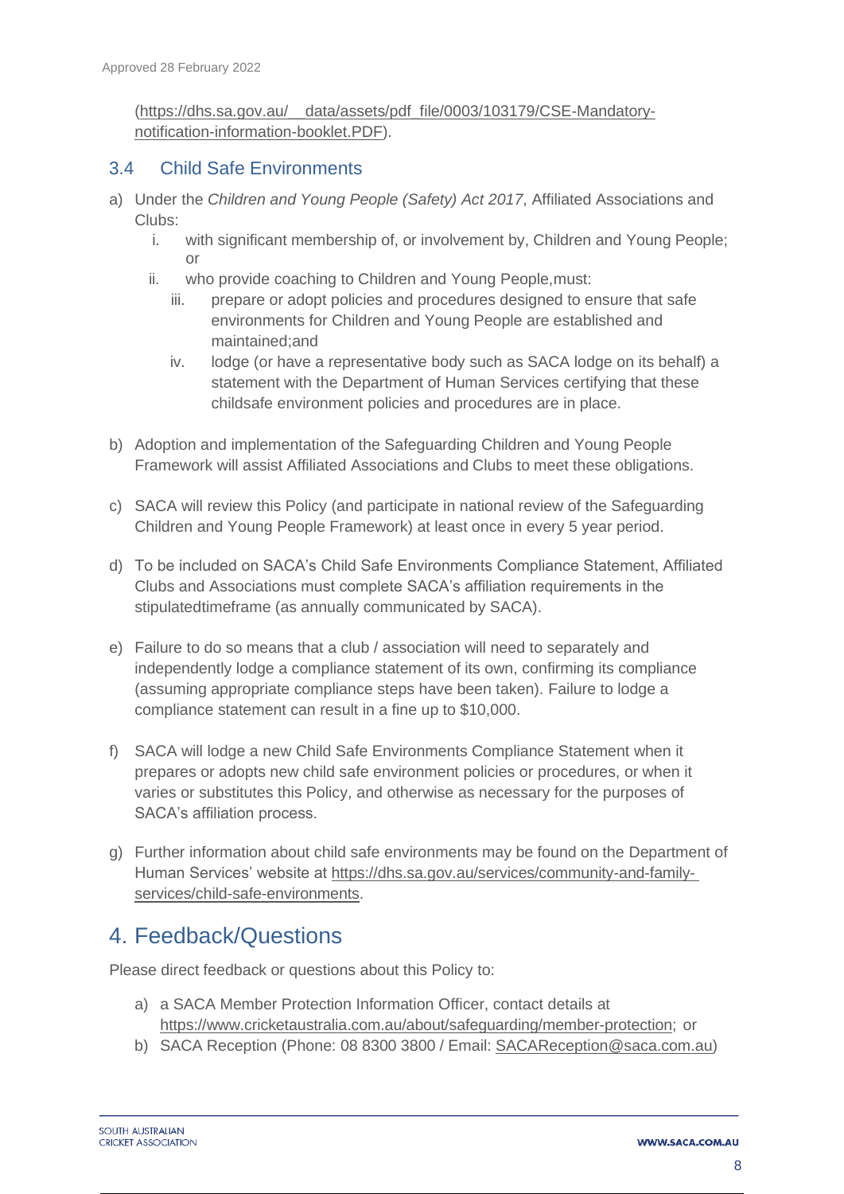(https://dhs.sa.gov.au/__data/assets/pdf_file/0003/103179/CSE-Mandatory-notification-information-booklet.PDF).

### 3.4 Child Safe Environments

a) Under the *Children and Young People (Safety) Act 2017*, Affiliated Associations and Clubs:
   i. with significant membership of, or involvement by, Children and Young People; or
   ii. who provide coaching to Children and Young People,must:
      iii. prepare or adopt policies and procedures designed to ensure that safe environments for Children and Young People are established and maintained;and
      iv. lodge (or have a representative body such as SACA lodge on its behalf) a statement with the Department of Human Services certifying that these childsafe environment policies and procedures are in place.

b) Adoption and implementation of the Safeguarding Children and Young People Framework will assist Affiliated Associations and Clubs to meet these obligations.

c) SACA will review this Policy (and participate in national review of the Safeguarding Children and Young People Framework) at least once in every 5 year period.

d) To be included on SACA's Child Safe Environments Compliance Statement, Affiliated Clubs and Associations must complete SACA's affiliation requirements in the stipulatedtimeframe (as annually communicated by SACA).

e) Failure to do so means that a club / association will need to separately and independently lodge a compliance statement of its own, confirming its compliance (assuming appropriate compliance steps have been taken). Failure to lodge a compliance statement can result in a fine up to $10,000.

f) SACA will lodge a new Child Safe Environments Compliance Statement when it prepares or adopts new child safe environment policies or procedures, or when it varies or substitutes this Policy, and otherwise as necessary for the purposes of SACA's affiliation process.

g) Further information about child safe environments may be found on the Department of Human Services' website at https://dhs.sa.gov.au/services/community-and-family-services/child-safe-environments.

## 4. Feedback/Questions

Please direct feedback or questions about this Policy to:

a) a SACA Member Protection Information Officer, contact details at https://www.cricketaustralia.com.au/about/safeguarding/member-protection; or
b) SACA Reception (Phone: 08 8300 3800 / Email: SACAReception@saca.com.au)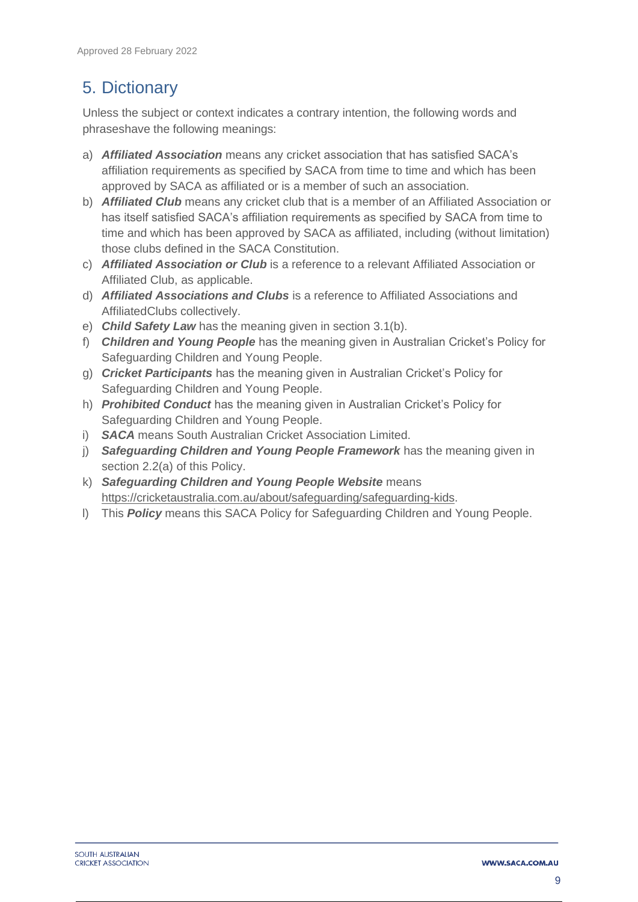## 5. Dictionary

Unless the subject or context indicates a contrary intention, the following words and phraseshave the following meanings:

a) ***Affiliated Association*** means any cricket association that has satisfied SACA's affiliation requirements as specified by SACA from time to time and which has been approved by SACA as affiliated or is a member of such an association.
b) ***Affiliated Club*** means any cricket club that is a member of an Affiliated Association or has itself satisfied SACA's affiliation requirements as specified by SACA from time to time and which has been approved by SACA as affiliated, including (without limitation) those clubs defined in the SACA Constitution.
c) ***Affiliated Association or Club*** is a reference to a relevant Affiliated Association or Affiliated Club, as applicable.
d) ***Affiliated Associations and Clubs*** is a reference to Affiliated Associations and AffiliatedClubs collectively.
e) ***Child Safety Law*** has the meaning given in section 3.1(b).
f) ***Children and Young People*** has the meaning given in Australian Cricket's Policy for Safeguarding Children and Young People.
g) ***Cricket Participants*** has the meaning given in Australian Cricket's Policy for Safeguarding Children and Young People.
h) ***Prohibited Conduct*** has the meaning given in Australian Cricket's Policy for Safeguarding Children and Young People.
i) ***SACA*** means South Australian Cricket Association Limited.
j) ***Safeguarding Children and Young People Framework*** has the meaning given in section 2.2(a) of this Policy.
k) ***Safeguarding Children and Young People Website*** means https://cricketaustralia.com.au/about/safeguarding/safeguarding-kids.
l) This ***Policy*** means this SACA Policy for Safeguarding Children and Young People.